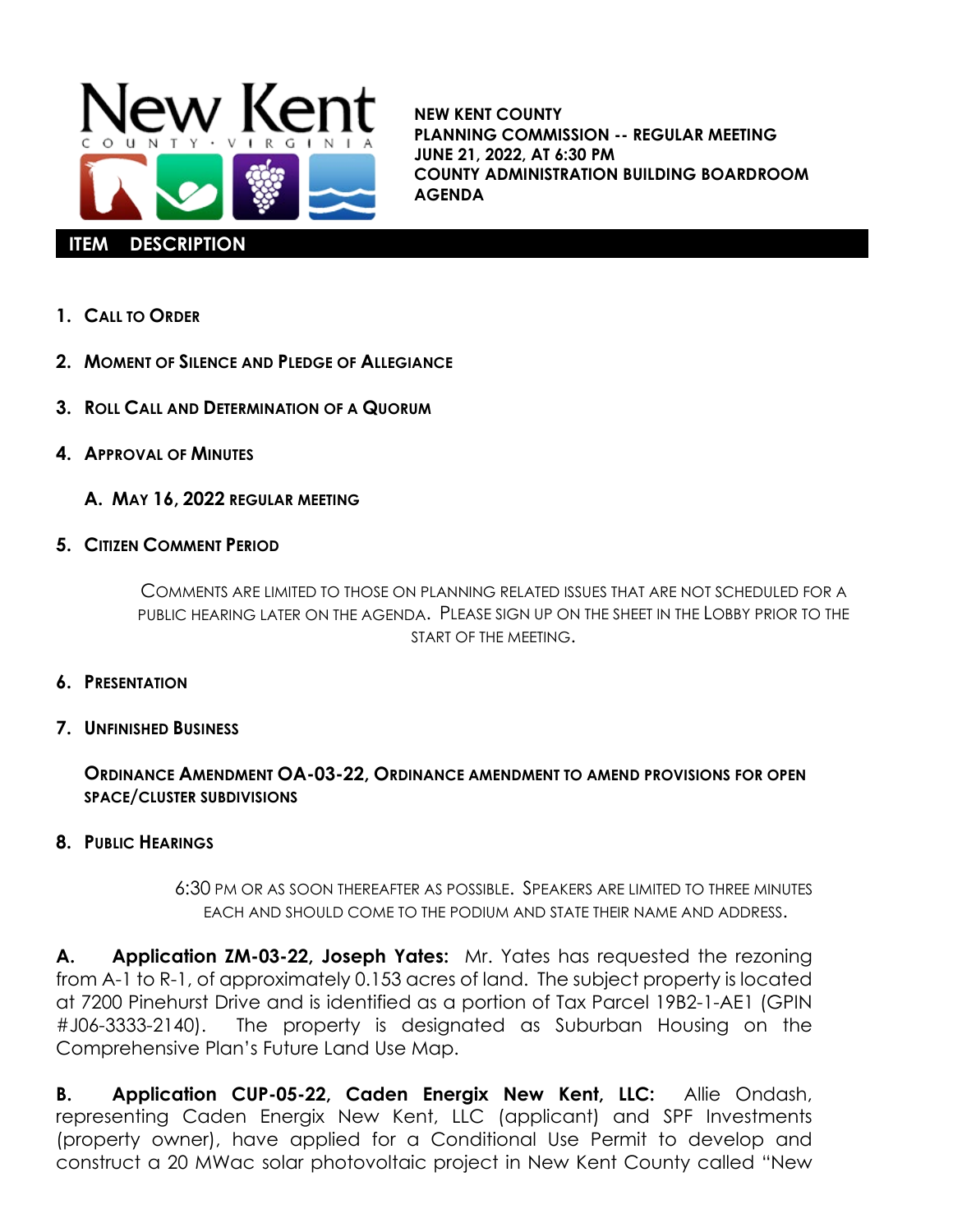# New Kent
COUNTY • VIRGINIA

**NEW KENT COUNTY**
**PLANNING COMMISSION -- REGULAR MEETING**
**JUNE 21, 2022, AT 6:30 PM**
**COUNTY ADMINISTRATION BUILDING BOARDROOM**
**AGENDA**

**ITEM DESCRIPTION**

1. **CALL TO ORDER**

2. **MOMENT OF SILENCE AND PLEDGE OF ALLEGIANCE**

3. **ROLL CALL AND DETERMINATION OF A QUORUM**

4. **APPROVAL OF MINUTES**

   **A. MAY 16, 2022 REGULAR MEETING**

5. **CITIZEN COMMENT PERIOD**

   COMMENTS ARE LIMITED TO THOSE ON PLANNING RELATED ISSUES THAT ARE NOT SCHEDULED FOR A PUBLIC HEARING LATER ON THE AGENDA. PLEASE SIGN UP ON THE SHEET IN THE LOBBY PRIOR TO THE START OF THE MEETING.

6. **PRESENTATION**

7. **UNFINISHED BUSINESS**

   **ORDINANCE AMENDMENT OA-03-22, ORDINANCE AMENDMENT TO AMEND PROVISIONS FOR OPEN SPACE/CLUSTER SUBDIVISIONS**

8. **PUBLIC HEARINGS**

   6:30 PM OR AS SOON THEREAFTER AS POSSIBLE. SPEAKERS ARE LIMITED TO THREE MINUTES EACH AND SHOULD COME TO THE PODIUM AND STATE THEIR NAME AND ADDRESS.

**A. Application ZM-03-22, Joseph Yates:** Mr. Yates has requested the rezoning from A-1 to R-1, of approximately 0.153 acres of land. The subject property is located at 7200 Pinehurst Drive and is identified as a portion of Tax Parcel 19B2-1-AE1 (GPIN #J06-3333-2140). The property is designated as Suburban Housing on the Comprehensive Plan's Future Land Use Map.

**B. Application CUP-05-22, Caden Energix New Kent, LLC:** Allie Ondash, representing Caden Energix New Kent, LLC (applicant) and SPF Investments (property owner), have applied for a Conditional Use Permit to develop and construct a 20 MWac solar photovoltaic project in New Kent County called "New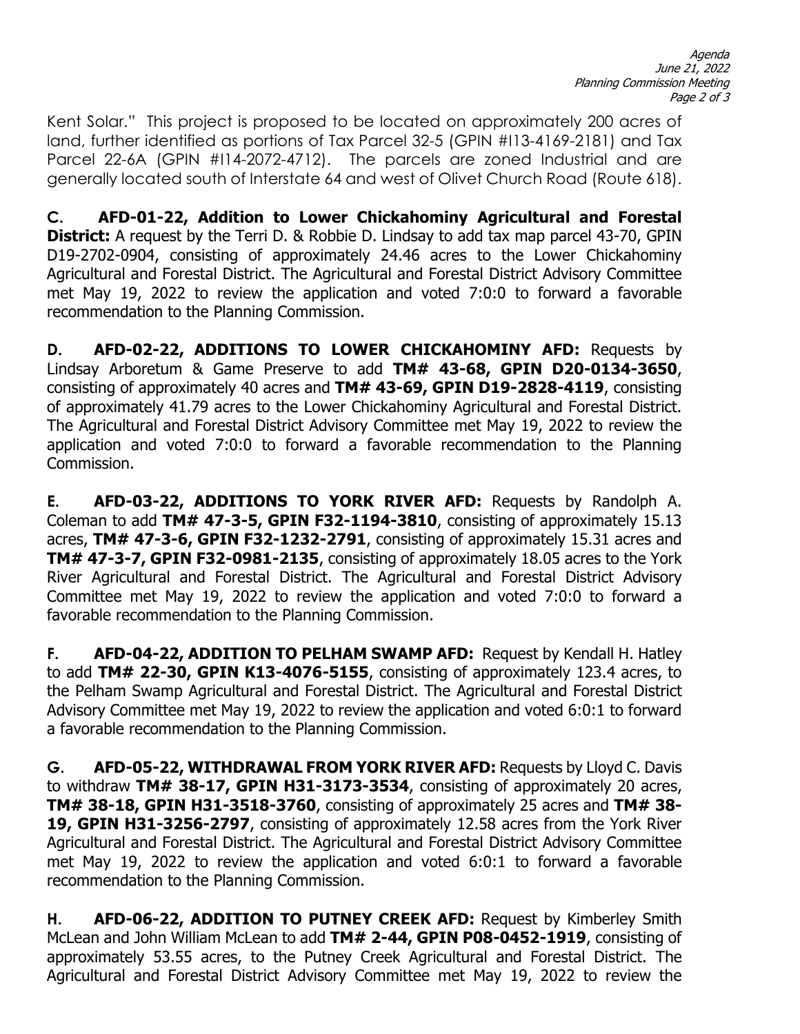Kent Solar." This project is proposed to be located on approximately 200 acres of land, further identified as portions of Tax Parcel 32-5 (GPIN #I13-4169-2181) and Tax Parcel 22-6A (GPIN #I14-2072-4712). The parcels are zoned Industrial and are generally located south of Interstate 64 and west of Olivet Church Road (Route 618).

**C. AFD-01-22, Addition to Lower Chickahominy Agricultural and Forestal District:** A request by the Terri D. & Robbie D. Lindsay to add tax map parcel 43-70, GPIN D19-2702-0904, consisting of approximately 24.46 acres to the Lower Chickahominy Agricultural and Forestal District. The Agricultural and Forestal District Advisory Committee met May 19, 2022 to review the application and voted 7:0:0 to forward a favorable recommendation to the Planning Commission.

**D. AFD-02-22, ADDITIONS TO LOWER CHICKAHOMINY AFD:** Requests by Lindsay Arboretum & Game Preserve to add **TM# 43-68, GPIN D20-0134-3650**, consisting of approximately 40 acres and **TM# 43-69, GPIN D19-2828-4119**, consisting of approximately 41.79 acres to the Lower Chickahominy Agricultural and Forestal District. The Agricultural and Forestal District Advisory Committee met May 19, 2022 to review the application and voted 7:0:0 to forward a favorable recommendation to the Planning Commission.

**E. AFD-03-22, ADDITIONS TO YORK RIVER AFD:** Requests by Randolph A. Coleman to add **TM# 47-3-5, GPIN F32-1194-3810**, consisting of approximately 15.13 acres, **TM# 47-3-6, GPIN F32-1232-2791**, consisting of approximately 15.31 acres and **TM# 47-3-7, GPIN F32-0981-2135**, consisting of approximately 18.05 acres to the York River Agricultural and Forestal District. The Agricultural and Forestal District Advisory Committee met May 19, 2022 to review the application and voted 7:0:0 to forward a favorable recommendation to the Planning Commission.

**F. AFD-04-22, ADDITION TO PELHAM SWAMP AFD:** Request by Kendall H. Hatley to add **TM# 22-30, GPIN K13-4076-5155**, consisting of approximately 123.4 acres, to the Pelham Swamp Agricultural and Forestal District. The Agricultural and Forestal District Advisory Committee met May 19, 2022 to review the application and voted 6:0:1 to forward a favorable recommendation to the Planning Commission.

**G. AFD-05-22, WITHDRAWAL FROM YORK RIVER AFD:** Requests by Lloyd C. Davis to withdraw **TM# 38-17, GPIN H31-3173-3534**, consisting of approximately 20 acres, **TM# 38-18, GPIN H31-3518-3760**, consisting of approximately 25 acres and **TM# 38-19, GPIN H31-3256-2797**, consisting of approximately 12.58 acres from the York River Agricultural and Forestal District. The Agricultural and Forestal District Advisory Committee met May 19, 2022 to review the application and voted 6:0:1 to forward a favorable recommendation to the Planning Commission.

**H. AFD-06-22, ADDITION TO PUTNEY CREEK AFD:** Request by Kimberley Smith McLean and John William McLean to add **TM# 2-44, GPIN P08-0452-1919**, consisting of approximately 53.55 acres, to the Putney Creek Agricultural and Forestal District. The Agricultural and Forestal District Advisory Committee met May 19, 2022 to review the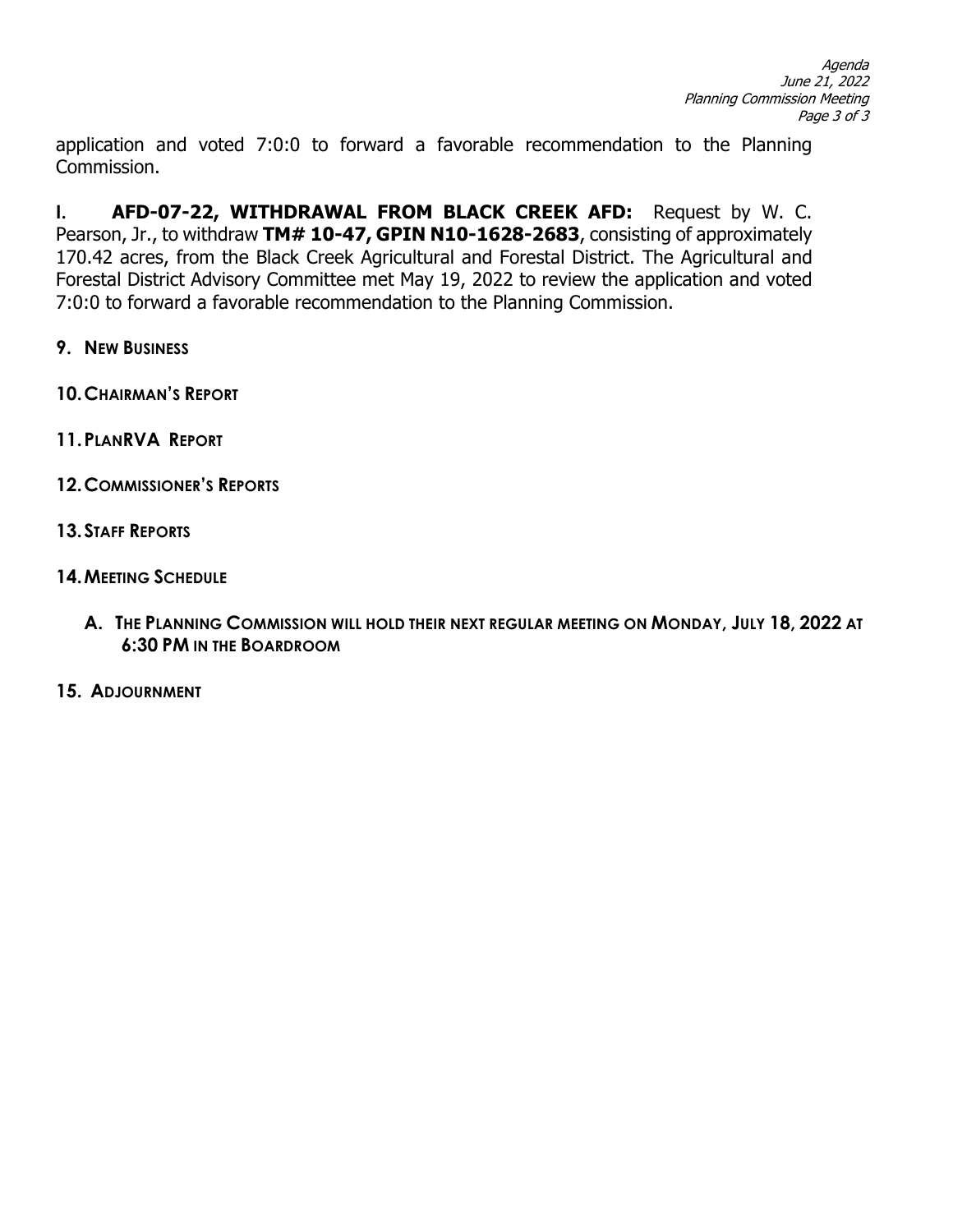application and voted 7:0:0 to forward a favorable recommendation to the Planning Commission.

I. **AFD-07-22, WITHDRAWAL FROM BLACK CREEK AFD:** Request by W. C. Pearson, Jr., to withdraw **TM# 10-47, GPIN N10-1628-2683**, consisting of approximately 170.42 acres, from the Black Creek Agricultural and Forestal District. The Agricultural and Forestal District Advisory Committee met May 19, 2022 to review the application and voted 7:0:0 to forward a favorable recommendation to the Planning Commission.

**9. NEW BUSINESS**

**10. CHAIRMAN'S REPORT**

**11. PLANRVA REPORT**

**12. COMMISSIONER'S REPORTS**

**13. STAFF REPORTS**

**14. MEETING SCHEDULE**

**A. THE PLANNING COMMISSION WILL HOLD THEIR NEXT REGULAR MEETING ON MONDAY, JULY 18, 2022 AT 6:30 PM IN THE BOARDROOM**

**15. ADJOURNMENT**